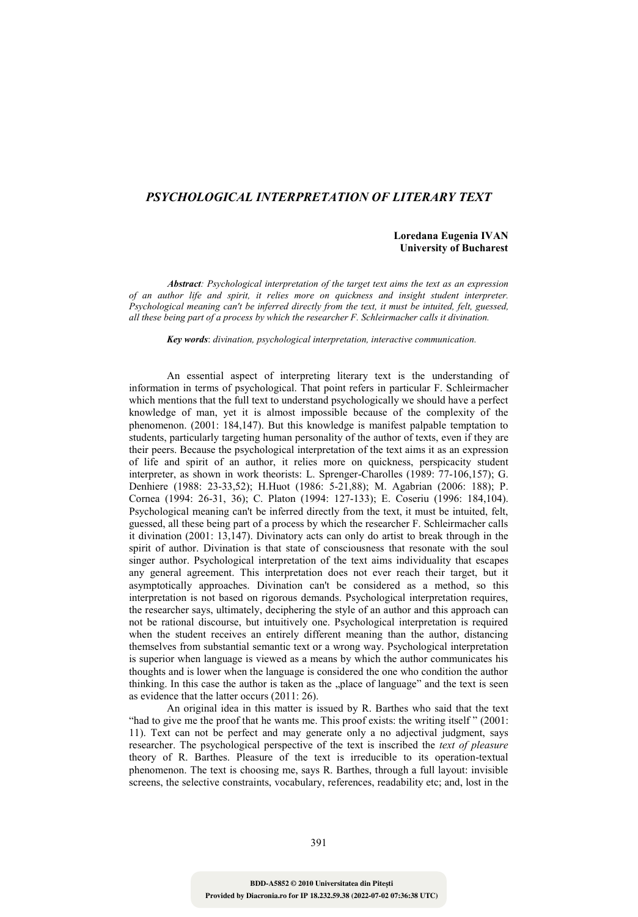# *PSYCHOLOGICAL INTERPRETATION OF LITERARY TEXT*

**Loredana Eugenia IVAN**
**University of Bucharest**

***Abstract**: Psychological interpretation of the target text aims the text as an expression of an author life and spirit, it relies more on quickness and insight student interpreter. Psychological meaning can't be inferred directly from the text, it must be intuited, felt, guessed, all these being part of a process by which the researcher F. Schleirmacher calls it divination.*

***Key words**: divination, psychological interpretation, interactive communication.*

An essential aspect of interpreting literary text is the understanding of information in terms of psychological. That point refers in particular F. Schleirmacher which mentions that the full text to understand psychologically we should have a perfect knowledge of man, yet it is almost impossible because of the complexity of the phenomenon. (2001: 184,147). But this knowledge is manifest palpable temptation to students, particularly targeting human personality of the author of texts, even if they are their peers. Because the psychological interpretation of the text aims it as an expression of life and spirit of an author, it relies more on quickness, perspicacity student interpreter, as shown in work theorists: L. Sprenger-Charolles (1989: 77-106,157); G. Denhiere (1988: 23-33,52); H.Huot (1986: 5-21,88); M. Agabrian (2006: 188); P. Cornea (1994: 26-31, 36); C. Platon (1994: 127-133); E. Coseriu (1996: 184,104). Psychological meaning can't be inferred directly from the text, it must be intuited, felt, guessed, all these being part of a process by which the researcher F. Schleirmacher calls it divination (2001: 13,147). Divinatory acts can only do artist to break through in the spirit of author. Divination is that state of consciousness that resonate with the soul singer author. Psychological interpretation of the text aims individuality that escapes any general agreement. This interpretation does not ever reach their target, but it asymptotically approaches. Divination can't be considered as a method, so this interpretation is not based on rigorous demands. Psychological interpretation requires, the researcher says, ultimately, deciphering the style of an author and this approach can not be rational discourse, but intuitively one. Psychological interpretation is required when the student receives an entirely different meaning than the author, distancing themselves from substantial semantic text or a wrong way. Psychological interpretation is superior when language is viewed as a means by which the author communicates his thoughts and is lower when the language is considered the one who condition the author thinking. In this case the author is taken as the „place of language" and the text is seen as evidence that the latter occurs (2011: 26).

An original idea in this matter is issued by R. Barthes who said that the text "had to give me the proof that he wants me. This proof exists: the writing itself " (2001: 11). Text can not be perfect and may generate only a no adjectival judgment, says researcher. The psychological perspective of the text is inscribed the *text of pleasure* theory of R. Barthes. Pleasure of the text is irreducible to its operation-textual phenomenon. The text is choosing me, says R. Barthes, through a full layout: invisible screens, the selective constraints, vocabulary, references, readability etc; and, lost in the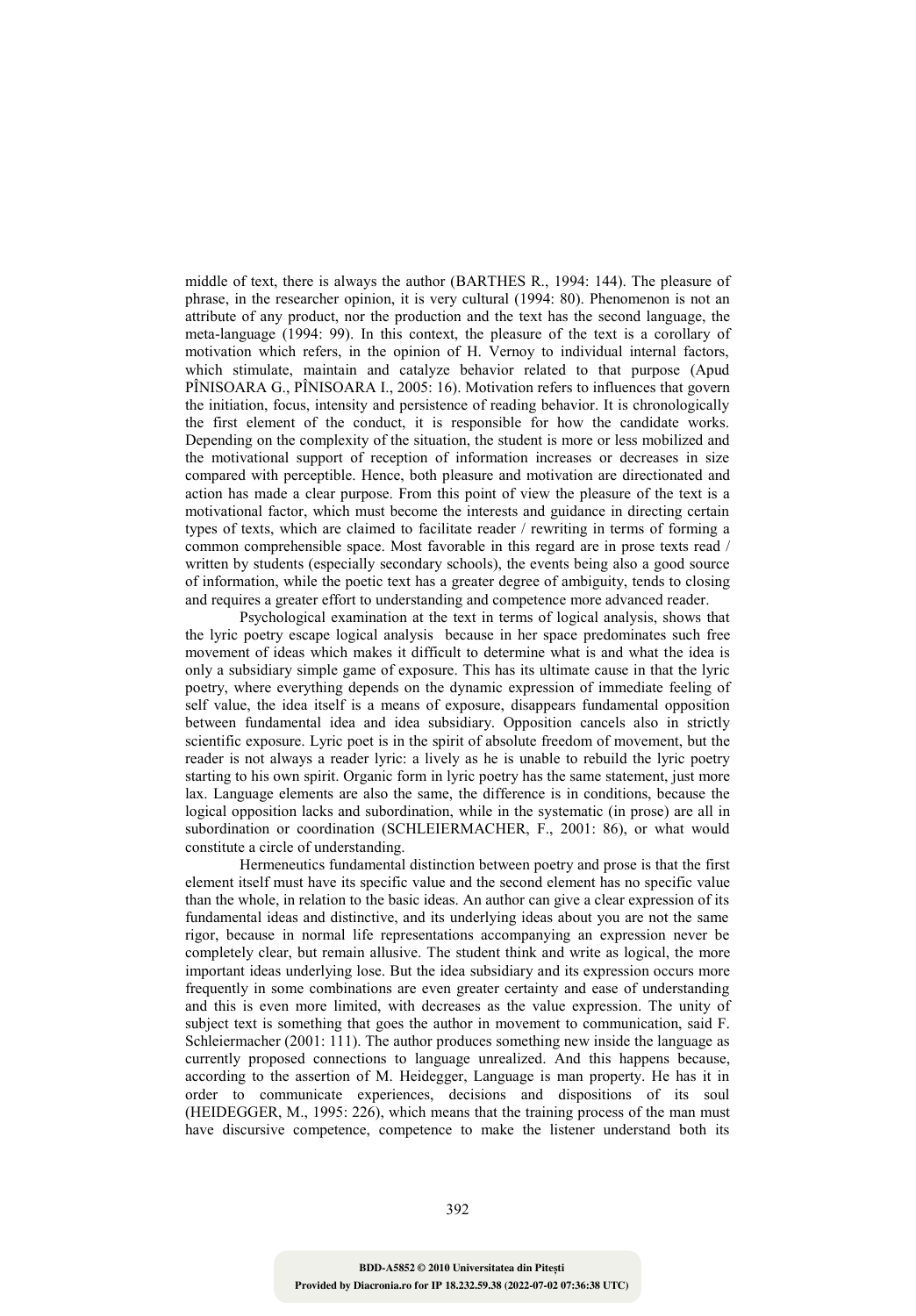middle of text, there is always the author (BARTHES R., 1994: 144). The pleasure of phrase, in the researcher opinion, it is very cultural (1994: 80). Phenomenon is not an attribute of any product, nor the production and the text has the second language, the meta-language (1994: 99). In this context, the pleasure of the text is a corollary of motivation which refers, in the opinion of H. Vernoy to individual internal factors, which stimulate, maintain and catalyze behavior related to that purpose (Apud PÎNISOARA G., PÎNISOARA I., 2005: 16). Motivation refers to influences that govern the initiation, focus, intensity and persistence of reading behavior. It is chronologically the first element of the conduct, it is responsible for how the candidate works. Depending on the complexity of the situation, the student is more or less mobilized and the motivational support of reception of information increases or decreases in size compared with perceptible. Hence, both pleasure and motivation are directionated and action has made a clear purpose. From this point of view the pleasure of the text is a motivational factor, which must become the interests and guidance in directing certain types of texts, which are claimed to facilitate reader / rewriting in terms of forming a common comprehensible space. Most favorable in this regard are in prose texts read / written by students (especially secondary schools), the events being also a good source of information, while the poetic text has a greater degree of ambiguity, tends to closing and requires a greater effort to understanding and competence more advanced reader.

Psychological examination at the text in terms of logical analysis, shows that the lyric poetry escape logical analysis because in her space predominates such free movement of ideas which makes it difficult to determine what is and what the idea is only a subsidiary simple game of exposure. This has its ultimate cause in that the lyric poetry, where everything depends on the dynamic expression of immediate feeling of self value, the idea itself is a means of exposure, disappears fundamental opposition between fundamental idea and idea subsidiary. Opposition cancels also in strictly scientific exposure. Lyric poet is in the spirit of absolute freedom of movement, but the reader is not always a reader lyric: a lively as he is unable to rebuild the lyric poetry starting to his own spirit. Organic form in lyric poetry has the same statement, just more lax. Language elements are also the same, the difference is in conditions, because the logical opposition lacks and subordination, while in the systematic (in prose) are all in subordination or coordination (SCHLEIERMACHER, F., 2001: 86), or what would constitute a circle of understanding.

Hermeneutics fundamental distinction between poetry and prose is that the first element itself must have its specific value and the second element has no specific value than the whole, in relation to the basic ideas. An author can give a clear expression of its fundamental ideas and distinctive, and its underlying ideas about you are not the same rigor, because in normal life representations accompanying an expression never be completely clear, but remain allusive. The student think and write as logical, the more important ideas underlying lose. But the idea subsidiary and its expression occurs more frequently in some combinations are even greater certainty and ease of understanding and this is even more limited, with decreases as the value expression. The unity of subject text is something that goes the author in movement to communication, said F. Schleiermacher (2001: 111). The author produces something new inside the language as currently proposed connections to language unrealized. And this happens because, according to the assertion of M. Heidegger, Language is man property. He has it in order to communicate experiences, decisions and dispositions of its soul (HEIDEGGER, M., 1995: 226), which means that the training process of the man must have discursive competence, competence to make the listener understand both its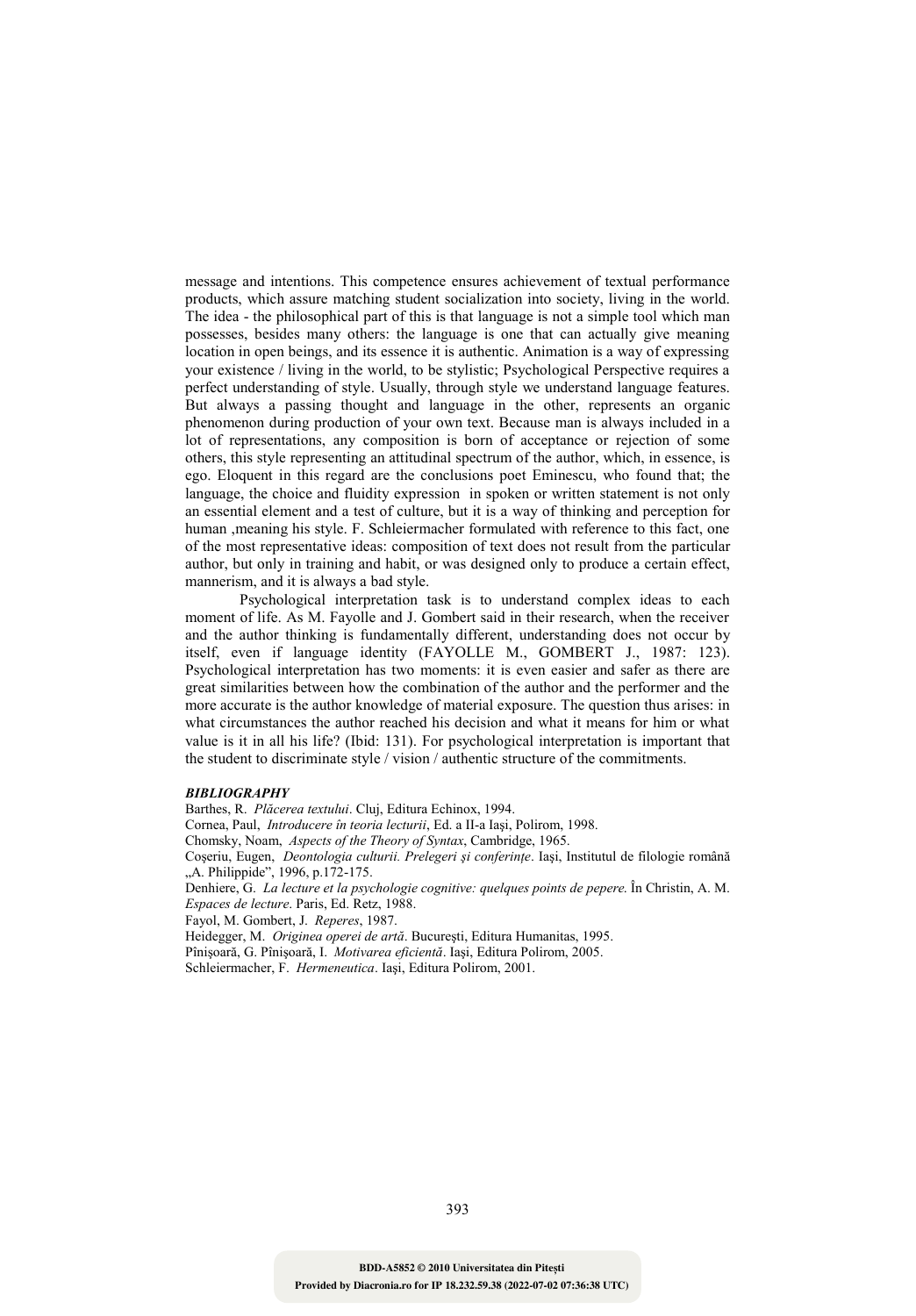message and intentions. This competence ensures achievement of textual performance products, which assure matching student socialization into society, living in the world. The idea - the philosophical part of this is that language is not a simple tool which man possesses, besides many others: the language is one that can actually give meaning location in open beings, and its essence it is authentic. Animation is a way of expressing your existence / living in the world, to be stylistic; Psychological Perspective requires a perfect understanding of style. Usually, through style we understand language features. But always a passing thought and language in the other, represents an organic phenomenon during production of your own text. Because man is always included in a lot of representations, any composition is born of acceptance or rejection of some others, this style representing an attitudinal spectrum of the author, which, in essence, is ego. Eloquent in this regard are the conclusions poet Eminescu, who found that; the language, the choice and fluidity expression in spoken or written statement is not only an essential element and a test of culture, but it is a way of thinking and perception for human ,meaning his style. F. Schleiermacher formulated with reference to this fact, one of the most representative ideas: composition of text does not result from the particular author, but only in training and habit, or was designed only to produce a certain effect, mannerism, and it is always a bad style.

Psychological interpretation task is to understand complex ideas to each moment of life. As M. Fayolle and J. Gombert said in their research, when the receiver and the author thinking is fundamentally different, understanding does not occur by itself, even if language identity (FAYOLLE M., GOMBERT J., 1987: 123). Psychological interpretation has two moments: it is even easier and safer as there are great similarities between how the combination of the author and the performer and the more accurate is the author knowledge of material exposure. The question thus arises: in what circumstances the author reached his decision and what it means for him or what value is it in all his life? (Ibid: 131). For psychological interpretation is important that the student to discriminate style / vision / authentic structure of the commitments.

***BIBLIOGRAPHY***

Barthes, R. *Plăcerea textului*. Cluj, Editura Echinox, 1994.

Cornea, Paul, *Introducere în teoria lecturii*, Ed. a II-a Iaşi, Polirom, 1998.

Chomsky, Noam, *Aspects of the Theory of Syntax*, Cambridge, 1965.

Coşeriu, Eugen, *Deontologia culturii. Prelegeri şi conferinţe*. Iaşi, Institutul de filologie română „A. Philippide", 1996, p.172-175.

Denhiere, G. *La lecture et la psychologie cognitive: quelques points de pepere.* În Christin, A. M. *Espaces de lecture*. Paris, Ed. Retz, 1988.

Fayol, M. Gombert, J. *Reperes*, 1987.

Heidegger, M. *Originea operei de artă*. Bucureşti, Editura Humanitas, 1995.

Pînişoară, G. Pînişoară, I. *Motivarea eficientă*. Iaşi, Editura Polirom, 2005.

Schleiermacher, F. *Hermeneutica*. Iaşi, Editura Polirom, 2001.